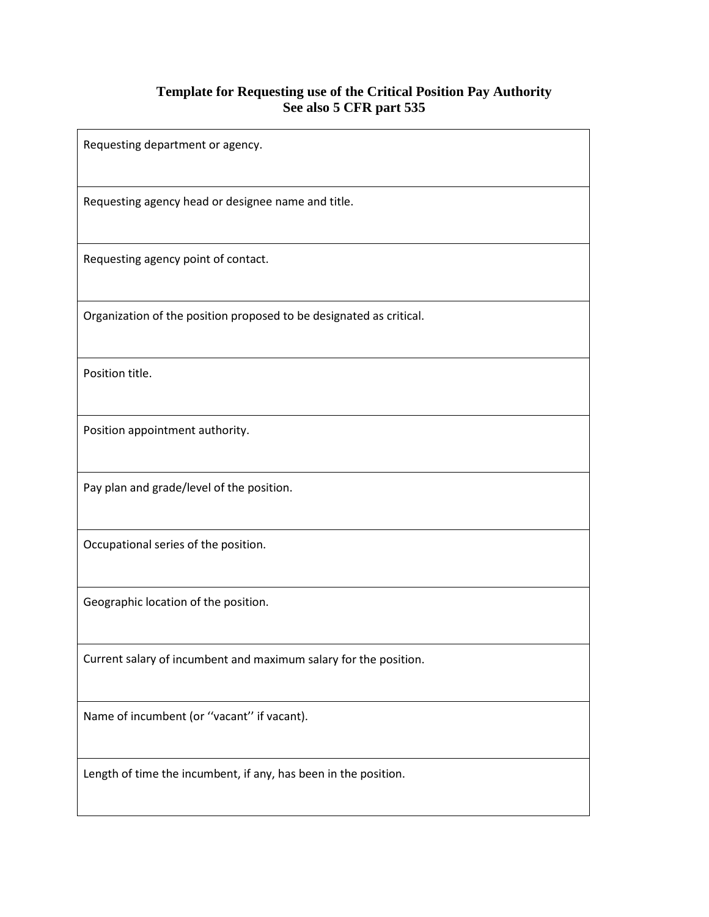# Template for Requesting use of the Critical Position Pay Authority
## See also 5 CFR part 535

| Requesting department or agency. |
| --- |
| Requesting agency head or designee name and title. |
| Requesting agency point of contact. |
| Organization of the position proposed to be designated as critical. |
| Position title. |
| Position appointment authority. |
| Pay plan and grade/level of the position. |
| Occupational series of the position. |
| Geographic location of the position. |
| Current salary of incumbent and maximum salary for the position. |
| Name of incumbent (or ''vacant'' if vacant). |
| Length of time the incumbent, if any, has been in the position. |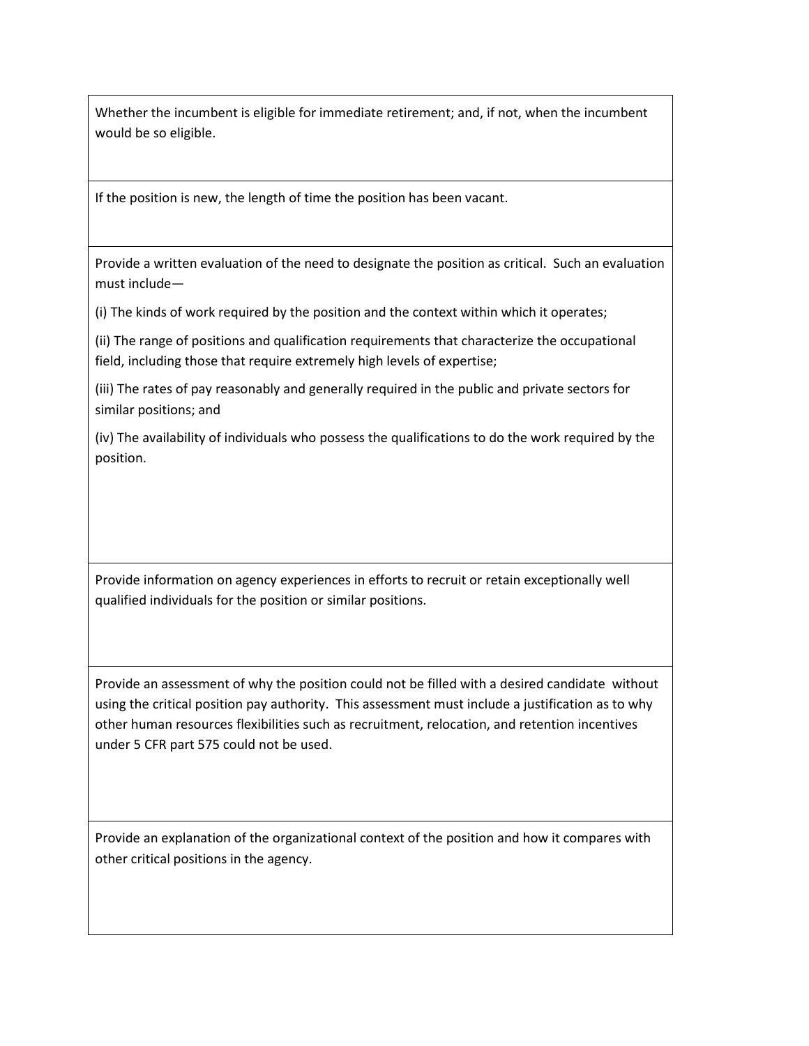| |
|---|
| Whether the incumbent is eligible for immediate retirement; and, if not, when the incumbent would be so eligible. |
| If the position is new, the length of time the position has been vacant. |
| Provide a written evaluation of the need to designate the position as critical. Such an evaluation must include—<br><br>(i) The kinds of work required by the position and the context within which it operates;<br><br>(ii) The range of positions and qualification requirements that characterize the occupational field, including those that require extremely high levels of expertise;<br><br>(iii) The rates of pay reasonably and generally required in the public and private sectors for similar positions; and<br><br>(iv) The availability of individuals who possess the qualifications to do the work required by the position. |
| Provide information on agency experiences in efforts to recruit or retain exceptionally well qualified individuals for the position or similar positions. |
| Provide an assessment of why the position could not be filled with a desired candidate without using the critical position pay authority. This assessment must include a justification as to why other human resources flexibilities such as recruitment, relocation, and retention incentives under 5 CFR part 575 could not be used. |
| Provide an explanation of the organizational context of the position and how it compares with other critical positions in the agency. |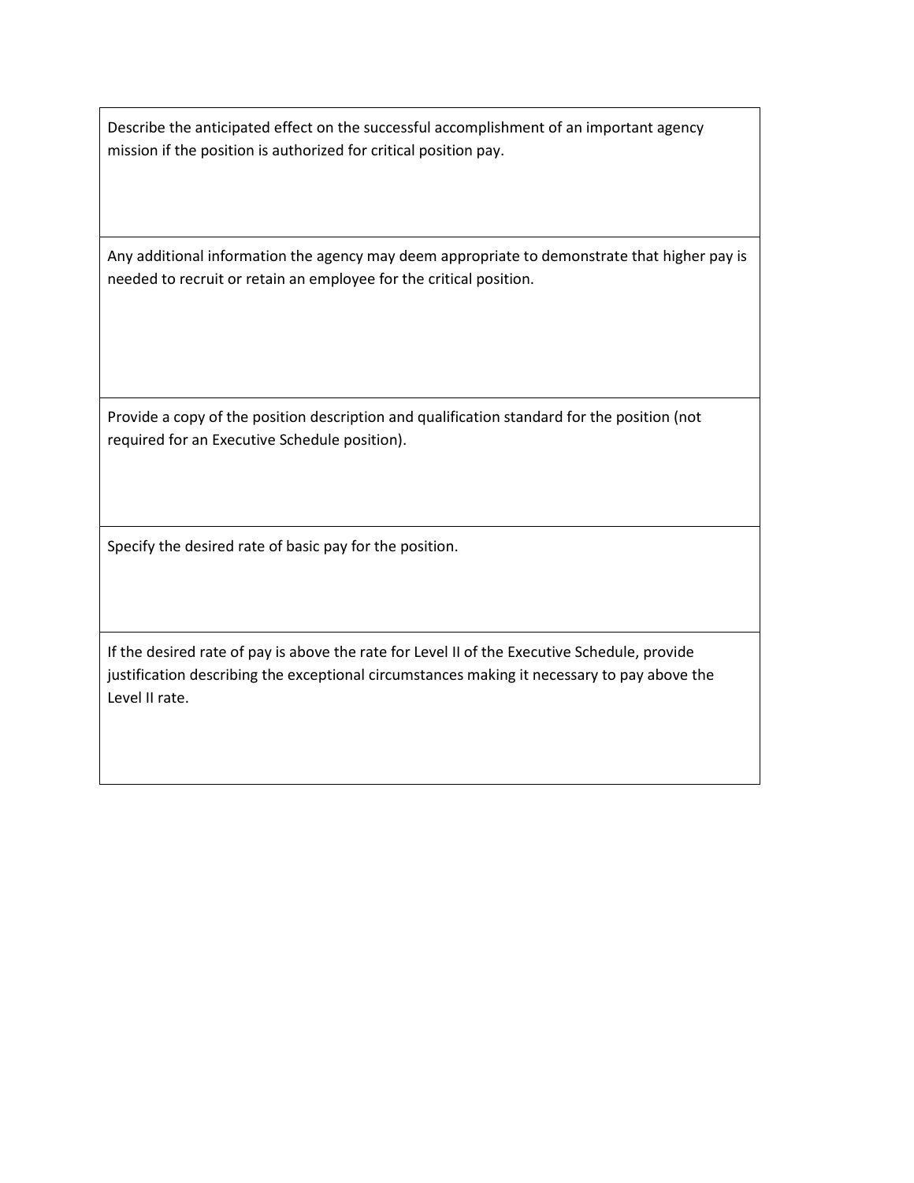| |
|---|
| Describe the anticipated effect on the successful accomplishment of an important agency mission if the position is authorized for critical position pay. |
| Any additional information the agency may deem appropriate to demonstrate that higher pay is needed to recruit or retain an employee for the critical position. |
| Provide a copy of the position description and qualification standard for the position (not required for an Executive Schedule position). |
| Specify the desired rate of basic pay for the position. |
| If the desired rate of pay is above the rate for Level II of the Executive Schedule, provide justification describing the exceptional circumstances making it necessary to pay above the Level II rate. |